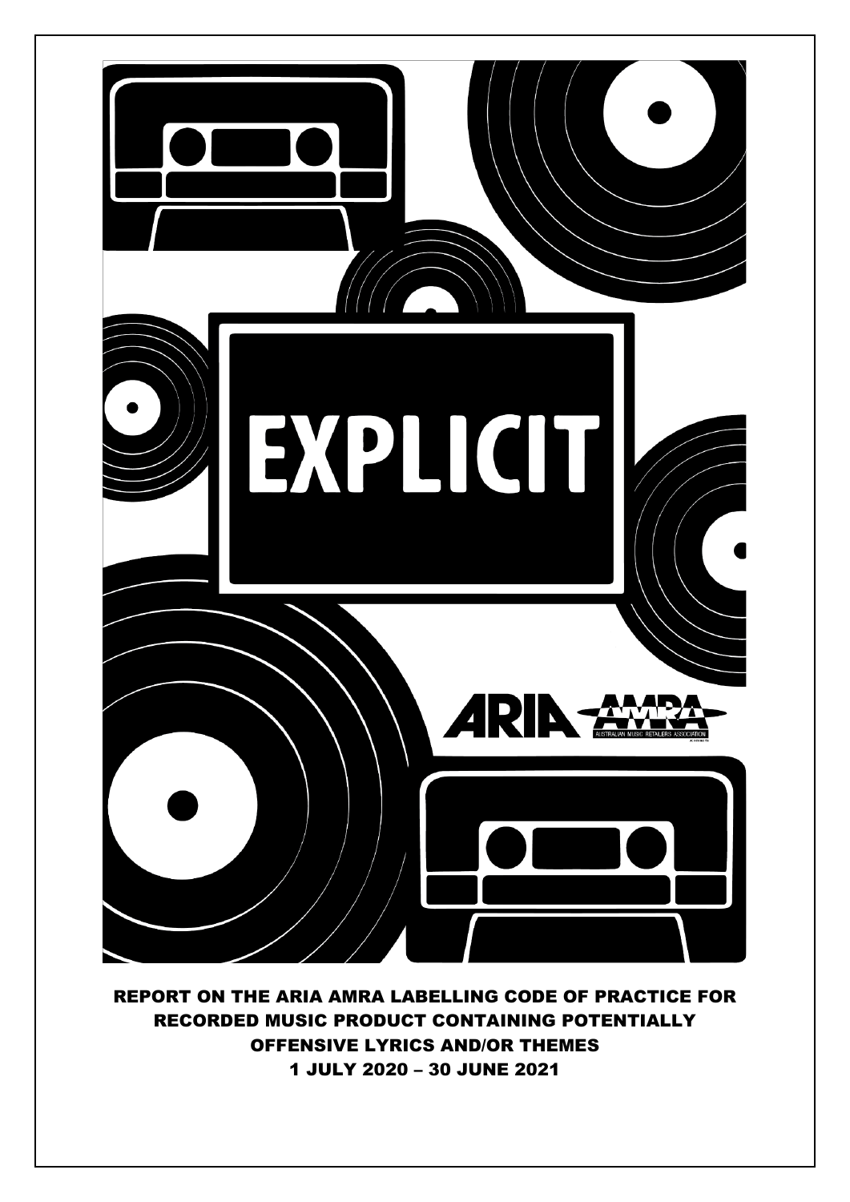EXPLICIT

ARIA AMRA AUSTRALIAN MUSIC RETAILERS ASSOCIATION

# REPORT ON THE ARIA AMRA LABELLING CODE OF PRACTICE FOR RECORDED MUSIC PRODUCT CONTAINING POTENTIALLY OFFENSIVE LYRICS AND/OR THEMES

## 1 JULY 2020 – 30 JUNE 2021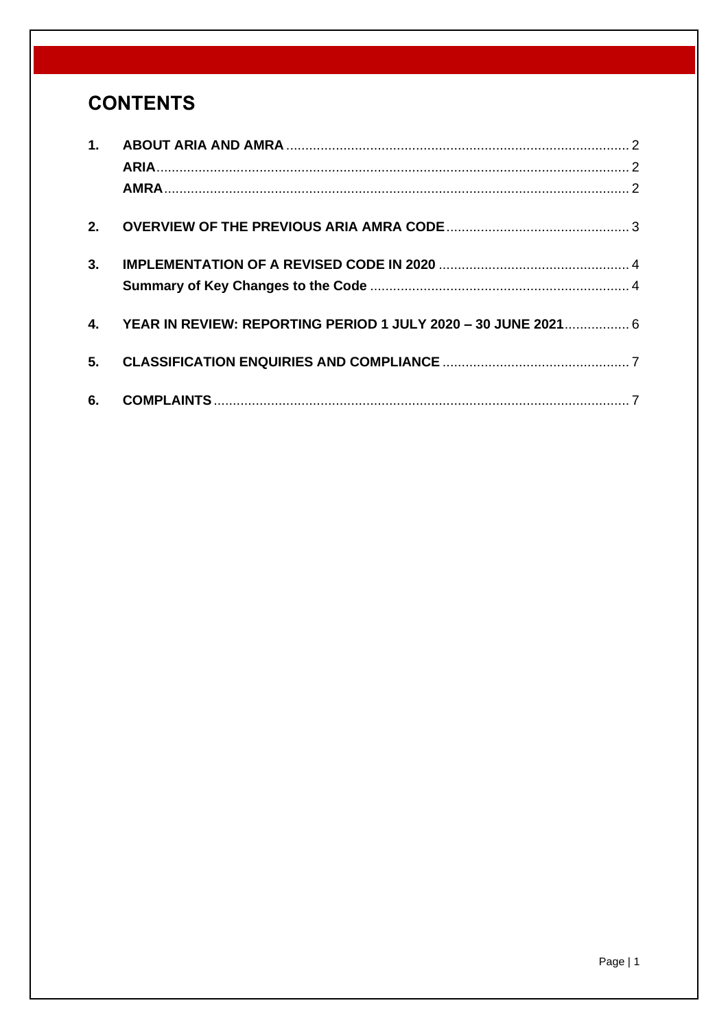# CONTENTS

| | | |
|---|---|---|
| **1.** | **ABOUT ARIA AND AMRA** | 2 |
| | **ARIA** | 2 |
| | **AMRA** | 2 |
| **2.** | **OVERVIEW OF THE PREVIOUS ARIA AMRA CODE** | 3 |
| **3.** | **IMPLEMENTATION OF A REVISED CODE IN 2020** | 4 |
| | **Summary of Key Changes to the Code** | 4 |
| **4.** | **YEAR IN REVIEW: REPORTING PERIOD 1 JULY 2020 – 30 JUNE 2021** | 6 |
| **5.** | **CLASSIFICATION ENQUIRIES AND COMPLIANCE** | 7 |
| **6.** | **COMPLAINTS** | 7 |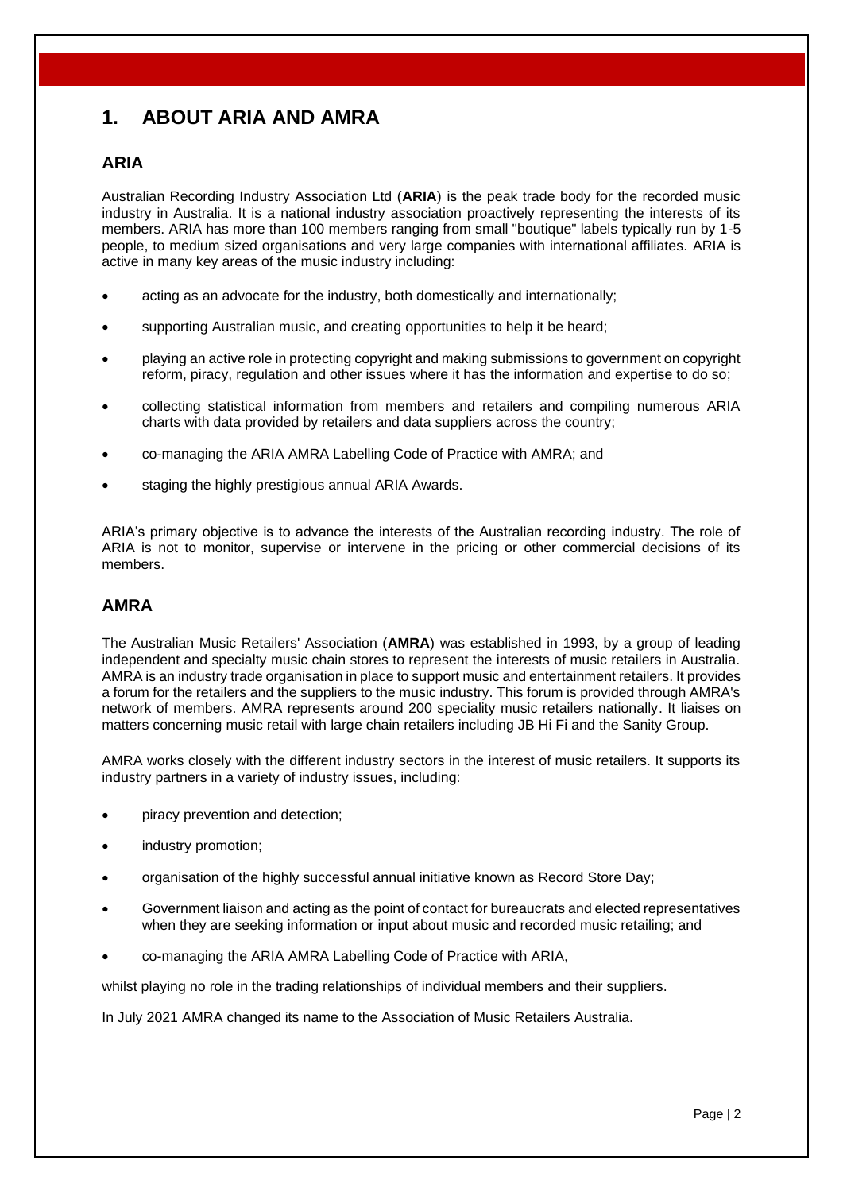# 1. ABOUT ARIA AND AMRA

## ARIA

Australian Recording Industry Association Ltd (**ARIA**) is the peak trade body for the recorded music industry in Australia. It is a national industry association proactively representing the interests of its members. ARIA has more than 100 members ranging from small "boutique" labels typically run by 1-5 people, to medium sized organisations and very large companies with international affiliates. ARIA is active in many key areas of the music industry including:

- acting as an advocate for the industry, both domestically and internationally;
- supporting Australian music, and creating opportunities to help it be heard;
- playing an active role in protecting copyright and making submissions to government on copyright reform, piracy, regulation and other issues where it has the information and expertise to do so;
- collecting statistical information from members and retailers and compiling numerous ARIA charts with data provided by retailers and data suppliers across the country;
- co-managing the ARIA AMRA Labelling Code of Practice with AMRA; and
- staging the highly prestigious annual ARIA Awards.

ARIA's primary objective is to advance the interests of the Australian recording industry. The role of ARIA is not to monitor, supervise or intervene in the pricing or other commercial decisions of its members.

## AMRA

The Australian Music Retailers' Association (**AMRA**) was established in 1993, by a group of leading independent and specialty music chain stores to represent the interests of music retailers in Australia. AMRA is an industry trade organisation in place to support music and entertainment retailers. It provides a forum for the retailers and the suppliers to the music industry. This forum is provided through AMRA's network of members. AMRA represents around 200 speciality music retailers nationally. It liaises on matters concerning music retail with large chain retailers including JB Hi Fi and the Sanity Group.

AMRA works closely with the different industry sectors in the interest of music retailers. It supports its industry partners in a variety of industry issues, including:

- piracy prevention and detection;
- industry promotion;
- organisation of the highly successful annual initiative known as Record Store Day;
- Government liaison and acting as the point of contact for bureaucrats and elected representatives when they are seeking information or input about music and recorded music retailing; and
- co-managing the ARIA AMRA Labelling Code of Practice with ARIA,

whilst playing no role in the trading relationships of individual members and their suppliers.

In July 2021 AMRA changed its name to the Association of Music Retailers Australia.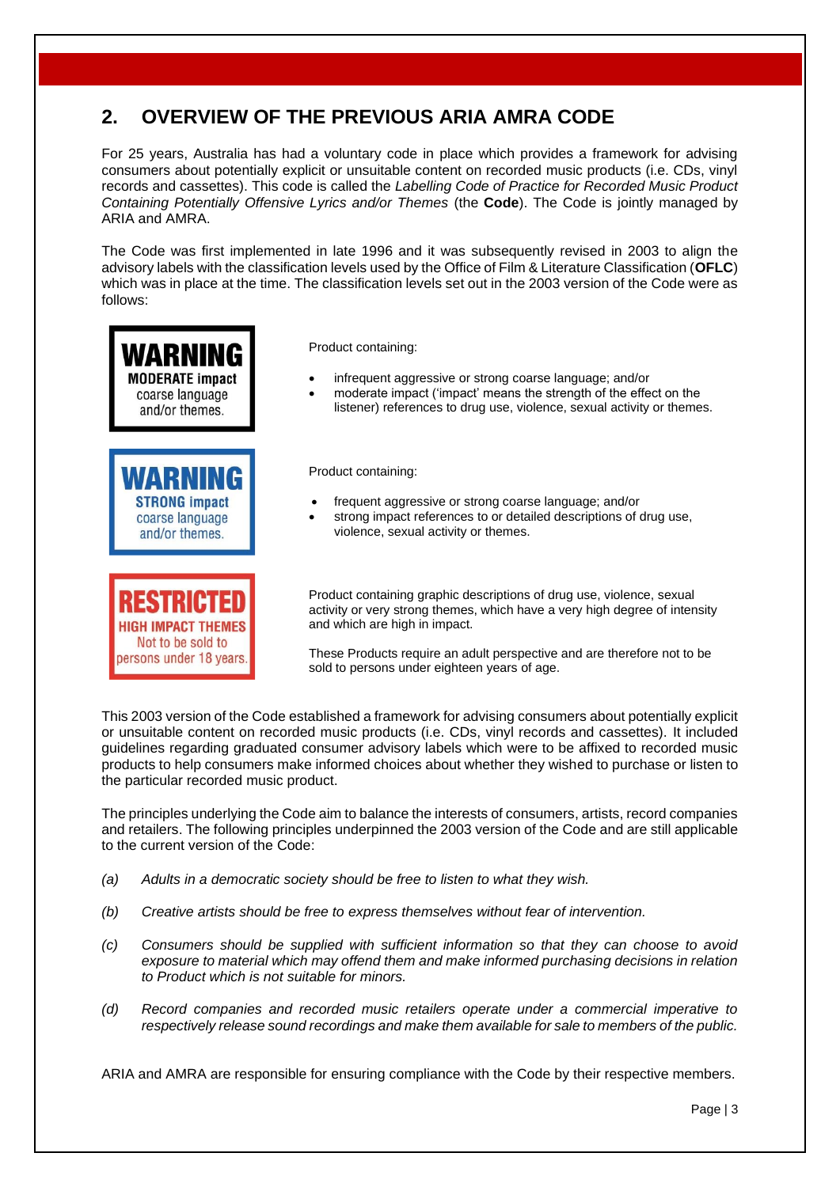## 2. OVERVIEW OF THE PREVIOUS ARIA AMRA CODE

For 25 years, Australia has had a voluntary code in place which provides a framework for advising consumers about potentially explicit or unsuitable content on recorded music products (i.e. CDs, vinyl records and cassettes). This code is called the *Labelling Code of Practice for Recorded Music Product Containing Potentially Offensive Lyrics and/or Themes* (the **Code**). The Code is jointly managed by ARIA and AMRA.

The Code was first implemented in late 1996 and it was subsequently revised in 2003 to align the advisory labels with the classification levels used by the Office of Film & Literature Classification (**OFLC**) which was in place at the time. The classification levels set out in the 2003 version of the Code were as follows:

| Label | Description |
|---|---|
| **WARNING** MODERATE impact coarse language and/or themes. | Product containing: <br>• infrequent aggressive or strong coarse language; and/or <br>• moderate impact ('impact' means the strength of the effect on the listener) references to drug use, violence, sexual activity or themes. |
| **WARNING** STRONG impact coarse language and/or themes. | Product containing: <br>• frequent aggressive or strong coarse language; and/or <br>• strong impact references to or detailed descriptions of drug use, violence, sexual activity or themes. |
| **RESTRICTED** HIGH IMPACT THEMES Not to be sold to persons under 18 years. | Product containing graphic descriptions of drug use, violence, sexual activity or very strong themes, which have a very high degree of intensity and which are high in impact. <br><br>These Products require an adult perspective and are therefore not to be sold to persons under eighteen years of age. |

This 2003 version of the Code established a framework for advising consumers about potentially explicit or unsuitable content on recorded music products (i.e. CDs, vinyl records and cassettes). It included guidelines regarding graduated consumer advisory labels which were to be affixed to recorded music products to help consumers make informed choices about whether they wished to purchase or listen to the particular recorded music product.

The principles underlying the Code aim to balance the interests of consumers, artists, record companies and retailers. The following principles underpinned the 2003 version of the Code and are still applicable to the current version of the Code:

(a) *Adults in a democratic society should be free to listen to what they wish.*

(b) *Creative artists should be free to express themselves without fear of intervention.*

(c) *Consumers should be supplied with sufficient information so that they can choose to avoid exposure to material which may offend them and make informed purchasing decisions in relation to Product which is not suitable for minors.*

(d) *Record companies and recorded music retailers operate under a commercial imperative to respectively release sound recordings and make them available for sale to members of the public.*

ARIA and AMRA are responsible for ensuring compliance with the Code by their respective members.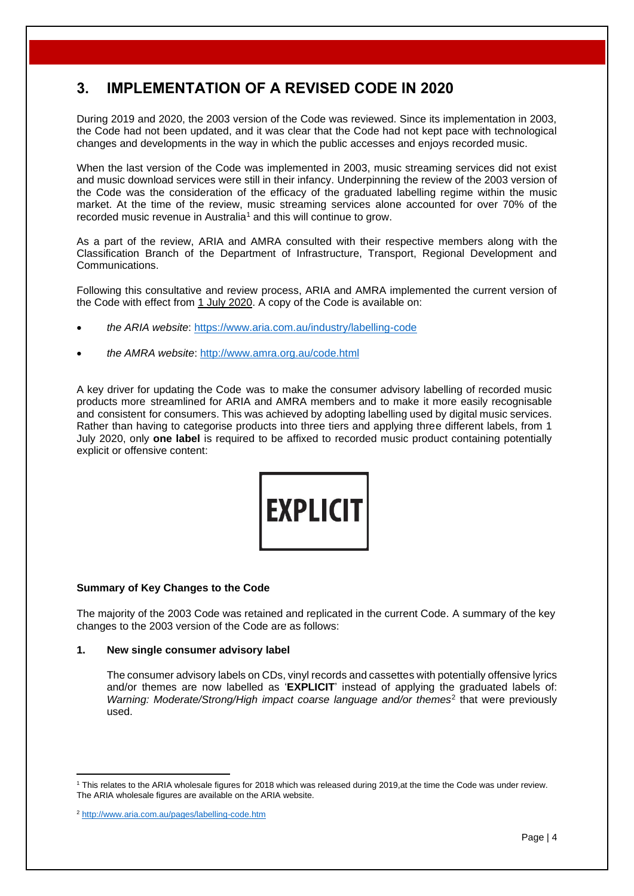## 3. IMPLEMENTATION OF A REVISED CODE IN 2020

During 2019 and 2020, the 2003 version of the Code was reviewed. Since its implementation in 2003, the Code had not been updated, and it was clear that the Code had not kept pace with technological changes and developments in the way in which the public accesses and enjoys recorded music.

When the last version of the Code was implemented in 2003, music streaming services did not exist and music download services were still in their infancy. Underpinning the review of the 2003 version of the Code was the consideration of the efficacy of the graduated labelling regime within the music market. At the time of the review, music streaming services alone accounted for over 70% of the recorded music revenue in Australia[1] and this will continue to grow.

As a part of the review, ARIA and AMRA consulted with their respective members along with the Classification Branch of the Department of Infrastructure, Transport, Regional Development and Communications.

Following this consultative and review process, ARIA and AMRA implemented the current version of the Code with effect from 1 July 2020. A copy of the Code is available on:

- *the ARIA website*: https://www.aria.com.au/industry/labelling-code
- *the AMRA website*: http://www.amra.org.au/code.html

A key driver for updating the Code was to make the consumer advisory labelling of recorded music products more streamlined for ARIA and AMRA members and to make it more easily recognisable and consistent for consumers. This was achieved by adopting labelling used by digital music services. Rather than having to categorise products into three tiers and applying three different labels, from 1 July 2020, only **one label** is required to be affixed to recorded music product containing potentially explicit or offensive content:

**EXPLICIT**

**Summary of Key Changes to the Code**

The majority of the 2003 Code was retained and replicated in the current Code. A summary of the key changes to the 2003 version of the Code are as follows:

**1. New single consumer advisory label**

The consumer advisory labels on CDs, vinyl records and cassettes with potentially offensive lyrics and/or themes are now labelled as '**EXPLICIT**' instead of applying the graduated labels of: *Warning: Moderate/Strong/High impact coarse language and/or themes*[2] that were previously used.

---

[1] This relates to the ARIA wholesale figures for 2018 which was released during 2019,at the time the Code was under review. The ARIA wholesale figures are available on the ARIA website.

[2] http://www.aria.com.au/pages/labelling-code.htm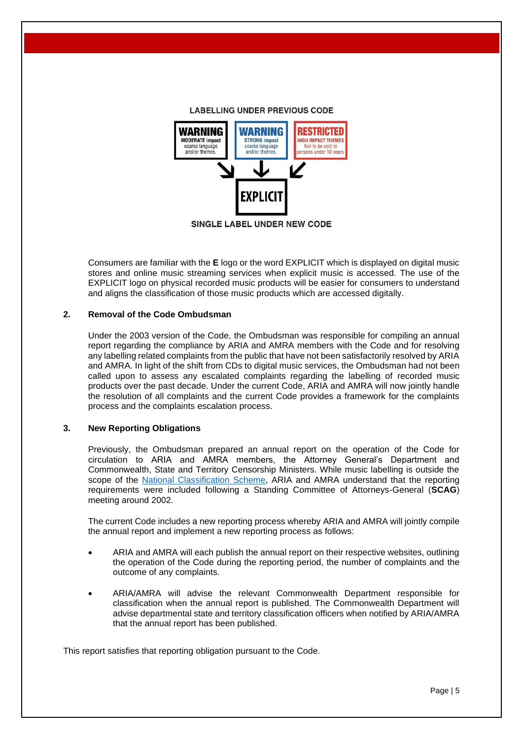LABELLING UNDER PREVIOUS CODE

WARNING MODERATE impact coarse language and/or themes.

WARNING STRONG impact coarse language and/or themes.

RESTRICTED HIGH IMPACT THEMES Not to be sold to persons under 18 years.

EXPLICIT

SINGLE LABEL UNDER NEW CODE

Consumers are familiar with the **E** logo or the word EXPLICIT which is displayed on digital music stores and online music streaming services when explicit music is accessed. The use of the EXPLICIT logo on physical recorded music products will be easier for consumers to understand and aligns the classification of those music products which are accessed digitally.

## 2. Removal of the Code Ombudsman

Under the 2003 version of the Code, the Ombudsman was responsible for compiling an annual report regarding the compliance by ARIA and AMRA members with the Code and for resolving any labelling related complaints from the public that have not been satisfactorily resolved by ARIA and AMRA. In light of the shift from CDs to digital music services, the Ombudsman had not been called upon to assess any escalated complaints regarding the labelling of recorded music products over the past decade. Under the current Code, ARIA and AMRA will now jointly handle the resolution of all complaints and the current Code provides a framework for the complaints process and the complaints escalation process.

## 3. New Reporting Obligations

Previously, the Ombudsman prepared an annual report on the operation of the Code for circulation to ARIA and AMRA members, the Attorney General's Department and Commonwealth, State and Territory Censorship Ministers. While music labelling is outside the scope of the National Classification Scheme, ARIA and AMRA understand that the reporting requirements were included following a Standing Committee of Attorneys-General (**SCAG**) meeting around 2002.

The current Code includes a new reporting process whereby ARIA and AMRA will jointly compile the annual report and implement a new reporting process as follows:

- ARIA and AMRA will each publish the annual report on their respective websites, outlining the operation of the Code during the reporting period, the number of complaints and the outcome of any complaints.
- ARIA/AMRA will advise the relevant Commonwealth Department responsible for classification when the annual report is published. The Commonwealth Department will advise departmental state and territory classification officers when notified by ARIA/AMRA that the annual report has been published.

This report satisfies that reporting obligation pursuant to the Code.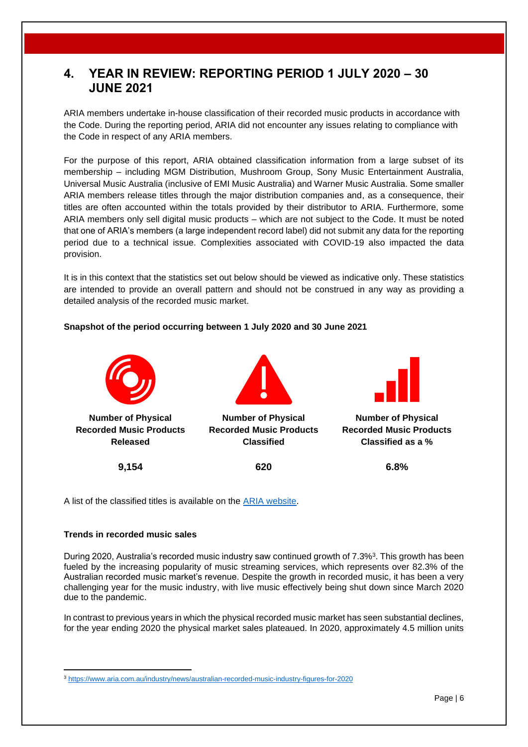## 4. YEAR IN REVIEW: REPORTING PERIOD 1 JULY 2020 – 30 JUNE 2021

ARIA members undertake in-house classification of their recorded music products in accordance with the Code. During the reporting period, ARIA did not encounter any issues relating to compliance with the Code in respect of any ARIA members.

For the purpose of this report, ARIA obtained classification information from a large subset of its membership – including MGM Distribution, Mushroom Group, Sony Music Entertainment Australia, Universal Music Australia (inclusive of EMI Music Australia) and Warner Music Australia. Some smaller ARIA members release titles through the major distribution companies and, as a consequence, their titles are often accounted within the totals provided by their distributor to ARIA. Furthermore, some ARIA members only sell digital music products – which are not subject to the Code. It must be noted that one of ARIA's members (a large independent record label) did not submit any data for the reporting period due to a technical issue. Complexities associated with COVID-19 also impacted the data provision.

It is in this context that the statistics set out below should be viewed as indicative only. These statistics are intended to provide an overall pattern and should not be construed in any way as providing a detailed analysis of the recorded music market.

**Snapshot of the period occurring between 1 July 2020 and 30 June 2021**

| Number of Physical Recorded Music Products Released | Number of Physical Recorded Music Products Classified | Number of Physical Recorded Music Products Classified as a % |
| --- | --- | --- |
| 9,154 | 620 | 6.8% |

A list of the classified titles is available on the [ARIA website](ARIA website).

**Trends in recorded music sales**

During 2020, Australia's recorded music industry saw continued growth of 7.3%[3]. This growth has been fueled by the increasing popularity of music streaming services, which represents over 82.3% of the Australian recorded music market's revenue. Despite the growth in recorded music, it has been a very challenging year for the music industry, with live music effectively being shut down since March 2020 due to the pandemic.

In contrast to previous years in which the physical recorded music market has seen substantial declines, for the year ending 2020 the physical market sales plateaued. In 2020, approximately 4.5 million units

[3] https://www.aria.com.au/industry/news/australian-recorded-music-industry-figures-for-2020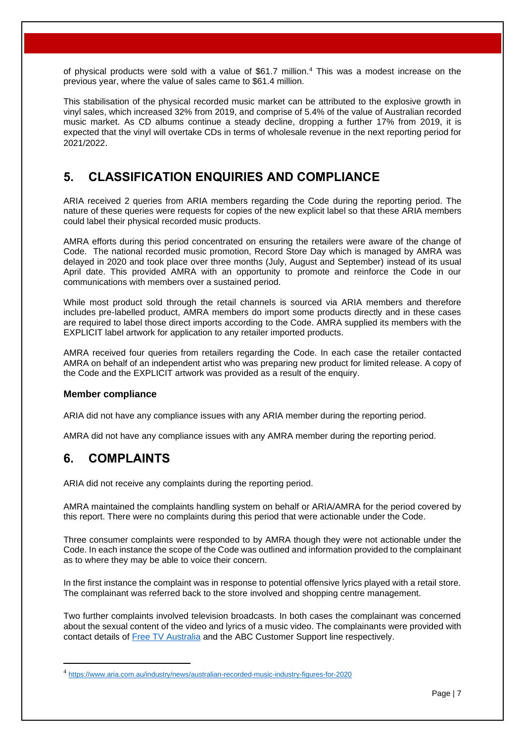of physical products were sold with a value of $61.7 million.[4] This was a modest increase on the previous year, where the value of sales came to $61.4 million.

This stabilisation of the physical recorded music market can be attributed to the explosive growth in vinyl sales, which increased 32% from 2019, and comprise of 5.4% of the value of Australian recorded music market. As CD albums continue a steady decline, dropping a further 17% from 2019, it is expected that the vinyl will overtake CDs in terms of wholesale revenue in the next reporting period for 2021/2022.

## 5. CLASSIFICATION ENQUIRIES AND COMPLIANCE

ARIA received 2 queries from ARIA members regarding the Code during the reporting period. The nature of these queries were requests for copies of the new explicit label so that these ARIA members could label their physical recorded music products.

AMRA efforts during this period concentrated on ensuring the retailers were aware of the change of Code. The national recorded music promotion, Record Store Day which is managed by AMRA was delayed in 2020 and took place over three months (July, August and September) instead of its usual April date. This provided AMRA with an opportunity to promote and reinforce the Code in our communications with members over a sustained period.

While most product sold through the retail channels is sourced via ARIA members and therefore includes pre-labelled product, AMRA members do import some products directly and in these cases are required to label those direct imports according to the Code. AMRA supplied its members with the EXPLICIT label artwork for application to any retailer imported products.

AMRA received four queries from retailers regarding the Code. In each case the retailer contacted AMRA on behalf of an independent artist who was preparing new product for limited release. A copy of the Code and the EXPLICIT artwork was provided as a result of the enquiry.

### Member compliance

ARIA did not have any compliance issues with any ARIA member during the reporting period.

AMRA did not have any compliance issues with any AMRA member during the reporting period.

## 6. COMPLAINTS

ARIA did not receive any complaints during the reporting period.

AMRA maintained the complaints handling system on behalf or ARIA/AMRA for the period covered by this report. There were no complaints during this period that were actionable under the Code.

Three consumer complaints were responded to by AMRA though they were not actionable under the Code. In each instance the scope of the Code was outlined and information provided to the complainant as to where they may be able to voice their concern.

In the first instance the complaint was in response to potential offensive lyrics played with a retail store. The complainant was referred back to the store involved and shopping centre management.

Two further complaints involved television broadcasts. In both cases the complainant was concerned about the sexual content of the video and lyrics of a music video. The complainants were provided with contact details of Free TV Australia and the ABC Customer Support line respectively.

---

[4] https://www.aria.com.au/industry/news/australian-recorded-music-industry-figures-for-2020